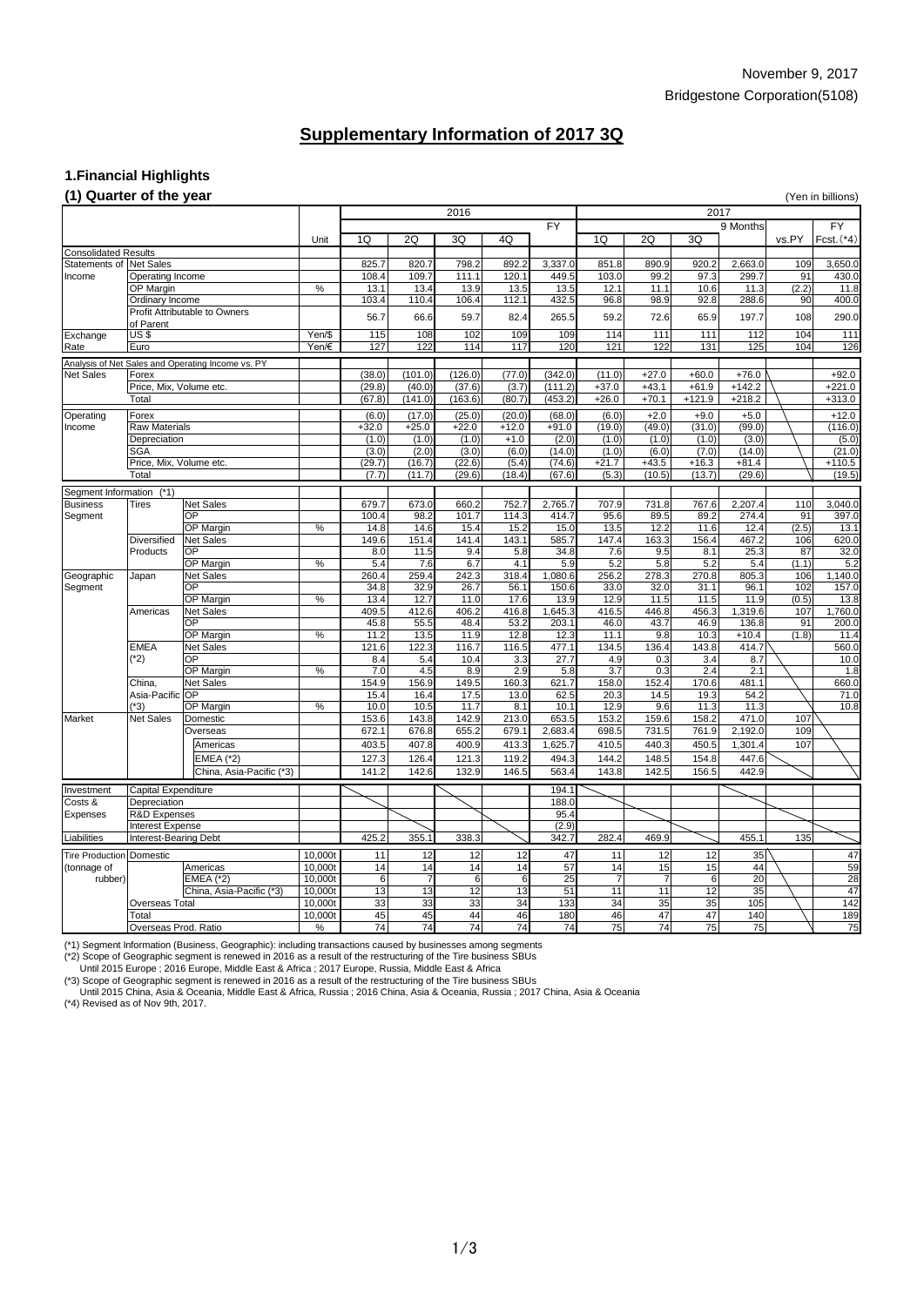November 9, 2017

Bridgestone Corporation(5108)

# Supplementary Information of 2017 3Q

## 1.Financial Highlights

### (1) Quarter of the year

(Yen in billions)

| | | | Unit | 2016 1Q | 2016 2Q | 2016 3Q | 2016 4Q | 2016 FY | 2017 1Q | 2017 2Q | 2017 3Q | 2017 9 Months | vs.PY | 2017 FY Fcst.(*4) |
|---|---|---|---|---|---|---|---|---|---|---|---|---|---|---|
| Consolidated Results | | | | | | | | | | | | | | |
| Statements of Income | Net Sales | | | 825.7 | 820.7 | 798.2 | 892.2 | 3,337.0 | 851.8 | 890.9 | 920.2 | 2,663.0 | 109 | 3,650.0 |
| | Operating Income | | | 108.4 | 109.7 | 111.1 | 120.1 | 449.5 | 103.0 | 99.2 | 97.3 | 299.7 | 91 | 430.0 |
| | OP Margin | | % | 13.1 | 13.4 | 13.9 | 13.5 | 13.5 | 12.1 | 11.1 | 10.6 | 11.3 | (2.2) | 11.8 |
| | Ordinary Income | | | 103.4 | 110.4 | 106.4 | 112.1 | 432.5 | 96.8 | 98.9 | 92.8 | 288.6 | 90 | 400.0 |
| | Profit Attributable to Owners of Parent | | | 56.7 | 66.6 | 59.7 | 82.4 | 265.5 | 59.2 | 72.6 | 65.9 | 197.7 | 108 | 290.0 |
| Exchange Rate | US $ | | Yen/$ | 115 | 108 | 102 | 109 | 109 | 114 | 111 | 111 | 112 | 104 | 111 |
| | Euro | | Yen/€ | 127 | 122 | 114 | 117 | 120 | 121 | 122 | 131 | 125 | 104 | 126 |
| Analysis of Net Sales and Operating Income vs. PY | | | | | | | | | | | | | | |
| Net Sales | Forex | | | (38.0) | (101.0) | (126.0) | (77.0) | (342.0) | (11.0) | +27.0 | +60.0 | +76.0 | | +92.0 |
| | Price, Mix, Volume etc. | | | (29.8) | (40.0) | (37.6) | (3.7) | (111.2) | +37.0 | +43.1 | +61.9 | +142.2 | | +221.0 |
| | Total | | | (67.8) | (141.0) | (163.6) | (80.7) | (453.2) | +26.0 | +70.1 | +121.9 | +218.2 | | +313.0 |
| Operating Income | Forex | | | (6.0) | (17.0) | (25.0) | (20.0) | (68.0) | (6.0) | +2.0 | +9.0 | +5.0 | | +12.0 |
| | Raw Materials | | | +32.0 | +25.0 | +22.0 | +12.0 | +91.0 | (19.0) | (49.0) | (31.0) | (99.0) | | (116.0) |
| | Depreciation | | | (1.0) | (1.0) | (1.0) | +1.0 | (2.0) | (1.0) | (1.0) | (1.0) | (3.0) | | (5.0) |
| | SGA | | | (3.0) | (2.0) | (3.0) | (6.0) | (14.0) | (1.0) | (6.0) | (7.0) | (14.0) | | (21.0) |
| | Price, Mix, Volume etc. | | | (29.7) | (16.7) | (22.6) | (5.4) | (74.6) | +21.7 | +43.5 | +16.3 | +81.4 | | +110.5 |
| | Total | | | (7.7) | (11.7) | (29.6) | (18.4) | (67.6) | (5.3) | (10.5) | (13.7) | (29.6) | | (19.5) |
| Segment Information (*1) | | | | | | | | | | | | | | |
| Business Segment | Tires | Net Sales | | 679.7 | 673.0 | 660.2 | 752.7 | 2,765.7 | 707.9 | 731.8 | 767.6 | 2,207.4 | 110 | 3,040.0 |
| | | OP | | 100.4 | 98.2 | 101.7 | 114.3 | 414.7 | 95.6 | 89.5 | 89.2 | 274.4 | 91 | 397.0 |
| | | OP Margin | % | 14.8 | 14.6 | 15.4 | 15.2 | 15.0 | 13.5 | 12.2 | 11.6 | 12.4 | (2.5) | 13.1 |
| | Diversified Products | Net Sales | | 149.6 | 151.4 | 141.4 | 143.1 | 585.7 | 147.4 | 163.3 | 156.4 | 467.2 | 106 | 620.0 |
| | | OP | | 8.0 | 11.5 | 9.4 | 5.8 | 34.8 | 7.6 | 9.5 | 8.1 | 25.3 | 87 | 32.0 |
| | | OP Margin | % | 5.4 | 7.6 | 6.7 | 4.1 | 5.9 | 5.2 | 5.8 | 5.2 | 5.4 | (1.1) | 5.2 |
| Geographic Segment | Japan | Net Sales | | 260.4 | 259.4 | 242.3 | 318.4 | 1,080.6 | 256.2 | 278.3 | 270.8 | 805.3 | 106 | 1,140.0 |
| | | OP | | 34.8 | 32.9 | 26.7 | 56.1 | 150.6 | 33.0 | 32.0 | 31.1 | 96.1 | 102 | 157.0 |
| | | OP Margin | % | 13.4 | 12.7 | 11.0 | 17.6 | 13.9 | 12.9 | 11.5 | 11.5 | 11.9 | (0.5) | 13.8 |
| | Americas | Net Sales | | 409.5 | 412.6 | 406.2 | 416.8 | 1,645.3 | 416.5 | 446.8 | 456.3 | 1,319.6 | 107 | 1,760.0 |
| | | OP | | 45.8 | 55.5 | 48.4 | 53.2 | 203.1 | 46.0 | 43.7 | 46.9 | 136.8 | 91 | 200.0 |
| | | OP Margin | % | 11.2 | 13.5 | 11.9 | 12.8 | 12.3 | 11.1 | 9.8 | 10.3 | +10.4 | (1.8) | 11.4 |
| | EMEA (*2) | Net Sales | | 121.6 | 122.3 | 116.7 | 116.5 | 477.1 | 134.5 | 136.4 | 143.8 | 414.7 | | 560.0 |
| | | OP | | 8.4 | 5.4 | 10.4 | 3.3 | 27.7 | 4.9 | 0.3 | 3.4 | 8.7 | | 10.0 |
| | | OP Margin | % | 7.0 | 4.5 | 8.9 | 2.9 | 5.8 | 3.7 | 0.3 | 2.4 | 2.1 | | 1.8 |
| | China, Asia-Pacific (*3) | Net Sales | | 154.9 | 156.9 | 149.5 | 160.3 | 621.7 | 158.0 | 152.4 | 170.6 | 481.1 | | 660.0 |
| | | OP | | 15.4 | 16.4 | 17.5 | 13.0 | 62.5 | 20.3 | 14.5 | 19.3 | 54.2 | | 71.0 |
| | | OP Margin | % | 10.0 | 10.5 | 11.7 | 8.1 | 10.1 | 12.9 | 9.6 | 11.3 | 11.3 | | 10.8 |
| Market | Net Sales | Domestic | | 153.6 | 143.8 | 142.9 | 213.0 | 653.5 | 153.2 | 159.6 | 158.2 | 471.0 | 107 | |
| | | Overseas | | 672.1 | 676.8 | 655.2 | 679.1 | 2,683.4 | 698.5 | 731.5 | 761.9 | 2,192.0 | 109 | |
| | | Americas | | 403.5 | 407.8 | 400.9 | 413.3 | 1,625.7 | 410.5 | 440.3 | 450.5 | 1,301.4 | 107 | |
| | | EMEA (*2) | | 127.3 | 126.4 | 121.3 | 119.2 | 494.3 | 144.2 | 148.5 | 154.8 | 447.6 | | |
| | | China, Asia-Pacific (*3) | | 141.2 | 142.6 | 132.9 | 146.5 | 563.4 | 143.8 | 142.5 | 156.5 | 442.9 | | |
| Investment | Capital Expenditure | | | | | | | 194.1 | | | | | | |
| Costs & Expenses | Depreciation | | | | | | | 188.0 | | | | | | |
| | R&D Expenses | | | | | | | 95.4 | | | | | | |
| | Interest Expense | | | | | | | (2.9) | | | | | | |
| Liabilities | Interest-Bearing Debt | | | 425.2 | 355.1 | 338.3 | | 342.7 | 282.4 | 469.9 | | 455.1 | 135 | |
| Tire Production (tonnage of rubber) | Domestic | | 10,000t | 11 | 12 | 12 | 12 | 47 | 11 | 12 | 12 | 35 | | 47 |
| | | Americas | 10,000t | 14 | 14 | 14 | 14 | 57 | 14 | 15 | 15 | 44 | | 59 |
| | | EMEA (*2) | 10,000t | 6 | 7 | 6 | 6 | 25 | 7 | 7 | 6 | 20 | | 28 |
| | | China, Asia-Pacific (*3) | 10,000t | 13 | 13 | 12 | 13 | 51 | 11 | 11 | 12 | 35 | | 47 |
| | Overseas Total | | 10,000t | 33 | 33 | 33 | 34 | 133 | 34 | 35 | 35 | 105 | | 142 |
| | Total | | 10,000t | 45 | 45 | 44 | 46 | 180 | 46 | 47 | 47 | 140 | | 189 |
| | Overseas Prod. Ratio | | % | 74 | 74 | 74 | 74 | 74 | 75 | 74 | 75 | 75 | | 75 |

(*1) Segment Information (Business, Geographic): including transactions caused by businesses among segments

(*2) Scope of Geographic segment is renewed in 2016 as a result of the restructuring of the Tire business SBUs
Until 2015 Europe ; 2016 Europe, Middle East & Africa ; 2017 Europe, Russia, Middle East & Africa

(*3) Scope of Geographic segment is renewed in 2016 as a result of the restructuring of the Tire business SBUs
Until 2015 China, Asia & Oceania, Middle East & Africa, Russia ; 2016 China, Asia & Oceania, Russia ; 2017 China, Asia & Oceania

(*4) Revised as of Nov 9th, 2017.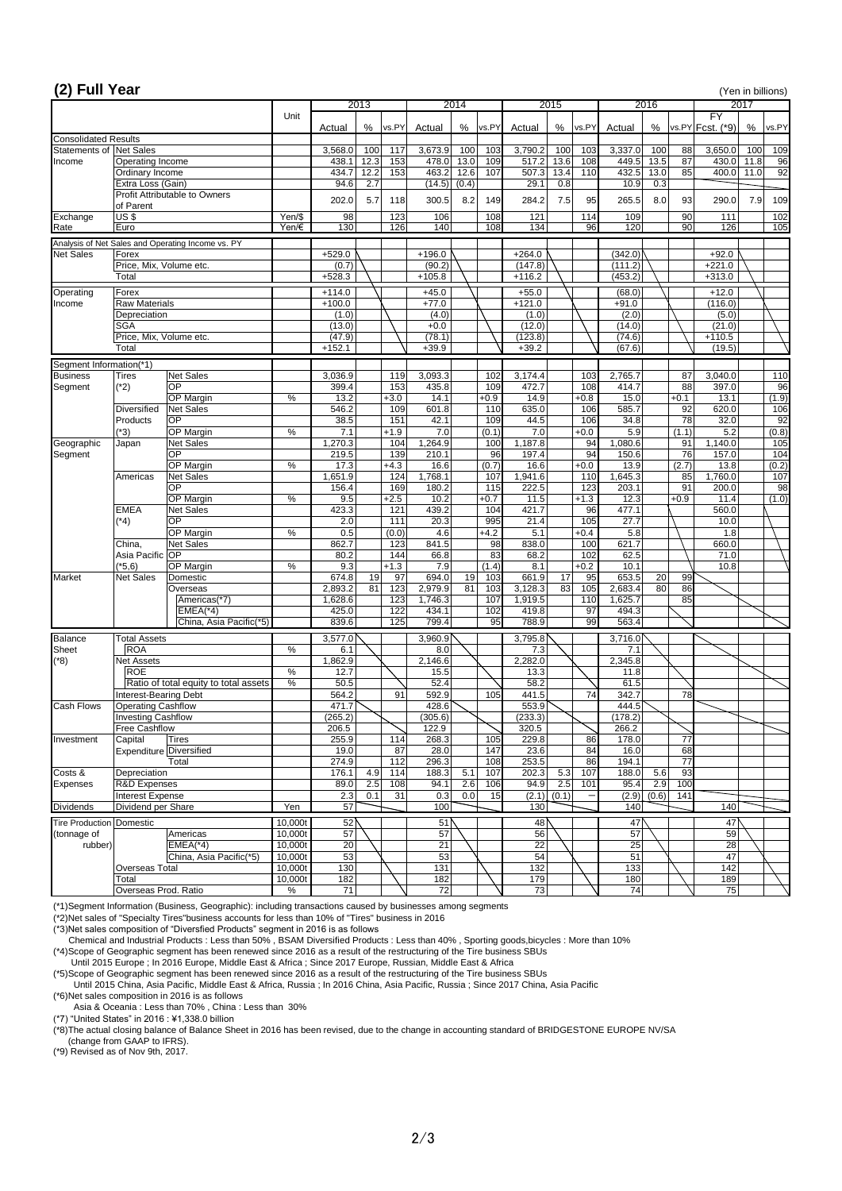## (2) Full Year

(Yen in billions)

| | | | Unit | 2013 | | | 2014 | | | 2015 | | | 2016 | | | 2017 | | |
|---|---|---|---|---|---|---|---|---|---|---|---|---|---|---|---|---|---|---|
| | | | | Actual | % | vs.PY | Actual | % | vs.PY | Actual | % | vs.PY | Actual | % | vs.PY | FY Fcst. (*9) | % | vs.PY |
| Consolidated Results | | | | | | | | | | | | | | | | | | |
| Statements of Income | Net Sales | | | 3,568.0 | 100 | 117 | 3,673.9 | 100 | 103 | 3,790.2 | 100 | 103 | 3,337.0 | 100 | 88 | 3,650.0 | 100 | 109 |
| | Operating Income | | | 438.1 | 12.3 | 153 | 478.0 | 13.0 | 109 | 517.2 | 13.6 | 108 | 449.5 | 13.5 | 87 | 430.0 | 11.8 | 96 |
| | Ordinary Income | | | 434.7 | 12.2 | 153 | 463.2 | 12.6 | 107 | 507.3 | 13.4 | 110 | 432.5 | 13.0 | 85 | 400.0 | 11.0 | 92 |
| | Extra Loss (Gain) | | | 94.6 | 2.7 | | (14.5) | (0.4) | | 29.1 | 0.8 | | 10.9 | 0.3 | | | | |
| | Profit Attributable to Owners of Parent | | | 202.0 | 5.7 | 118 | 300.5 | 8.2 | 149 | 284.2 | 7.5 | 95 | 265.5 | 8.0 | 93 | 290.0 | 7.9 | 109 |
| Exchange Rate | US $ | | Yen/$ | 98 | | 123 | 106 | | 108 | 121 | | 114 | 109 | | 90 | 111 | | 102 |
| | Euro | | Yen/€ | 130 | | 126 | 140 | | 108 | 134 | | 96 | 120 | | 90 | 126 | | 105 |
| Analysis of Net Sales and Operating Income vs. PY | | | | | | | | | | | | | | | | | | |
| Net Sales | Forex | | | +529.0 | | | +196.0 | | | +264.0 | | | (342.0) | | | +92.0 | | |
| | Price, Mix, Volume etc. | | | (0.7) | | | (90.2) | | | (147.8) | | | (111.2) | | | +221.0 | | |
| | Total | | | +528.3 | | | +105.8 | | | +116.2 | | | (453.2) | | | +313.0 | | |
| Operating Income | Forex | | | +114.0 | | | +45.0 | | | +55.0 | | | (68.0) | | | +12.0 | | |
| | Raw Materials | | | +100.0 | | | +77.0 | | | +121.0 | | | +91.0 | | | (116.0) | | |
| | Depreciation | | | (1.0) | | | (4.0) | | | (1.0) | | | (2.0) | | | (5.0) | | |
| | SGA | | | (13.0) | | | +0.0 | | | (12.0) | | | (14.0) | | | (21.0) | | |
| | Price, Mix, Volume etc. | | | (47.9) | | | (78.1) | | | (123.8) | | | (74.6) | | | +110.5 | | |
| | Total | | | +152.1 | | | +39.9 | | | +39.2 | | | (67.6) | | | (19.5) | | |
| Segment Information(*1) | | | | | | | | | | | | | | | | | | |
| Business Segment | Tires (*2) | Net Sales | | 3,036.9 | | 119 | 3,093.3 | | 102 | 3,174.4 | | 103 | 2,765.7 | | 87 | 3,040.0 | | 110 |
| | | OP | | 399.4 | | 153 | 435.8 | | 109 | 472.7 | | 108 | 414.7 | | 88 | 397.0 | | 96 |
| | | OP Margin | % | 13.2 | | +3.0 | 14.1 | | +0.9 | 14.9 | | +0.8 | 15.0 | | +0.1 | 13.1 | | (1.9) |
| | Diversified Products (*3) | Net Sales | | 546.2 | | 109 | 601.8 | | 110 | 635.0 | | 106 | 585.7 | | 92 | 620.0 | | 106 |
| | | OP | | 38.5 | | 151 | 42.1 | | 109 | 44.5 | | 106 | 34.8 | | 78 | 32.0 | | 92 |
| | | OP Margin | % | 7.1 | | +1.9 | 7.0 | | (0.1) | 7.0 | | +0.0 | 5.9 | | (1.1) | 5.2 | | (0.8) |
| Geographic Segment | Japan | Net Sales | | 1,270.3 | | 104 | 1,264.9 | | 100 | 1,187.8 | | 94 | 1,080.6 | | 91 | 1,140.0 | | 105 |
| | | OP | | 219.5 | | 139 | 210.1 | | 96 | 197.4 | | 94 | 150.6 | | 76 | 157.0 | | 104 |
| | | OP Margin | % | 17.3 | | +4.3 | 16.6 | | (0.7) | 16.6 | | +0.0 | 13.9 | | (2.7) | 13.8 | | (0.2) |
| | Americas | Net Sales | | 1,651.9 | | 124 | 1,768.1 | | 107 | 1,941.6 | | 110 | 1,645.3 | | 85 | 1,760.0 | | 107 |
| | | OP | | 156.4 | | 169 | 180.2 | | 115 | 222.5 | | 123 | 203.1 | | 91 | 200.0 | | 98 |
| | | OP Margin | % | 9.5 | | +2.5 | 10.2 | | +0.7 | 11.5 | | +1.3 | 12.3 | | +0.9 | 11.4 | | (1.0) |
| | EMEA (*4) | Net Sales | | 423.3 | | 121 | 439.2 | | 104 | 421.7 | | 96 | 477.1 | | | 560.0 | | |
| | | OP | | 2.0 | | 111 | 20.3 | | 995 | 21.4 | | 105 | 27.7 | | | 10.0 | | |
| | | OP Margin | % | 0.5 | | (0.0) | 4.6 | | +4.2 | 5.1 | | +0.4 | 5.8 | | | 1.8 | | |
| | China, Asia Pacific (*5,6) | Net Sales | | 862.7 | | 123 | 841.5 | | 98 | 838.0 | | 100 | 621.7 | | | 660.0 | | |
| | | OP | | 80.2 | | 144 | 66.8 | | 83 | 68.2 | | 102 | 62.5 | | | 71.0 | | |
| | | OP Margin | % | 9.3 | | +1.3 | 7.9 | | (1.4) | 8.1 | | +0.2 | 10.1 | | | 10.8 | | |
| Market | Net Sales | Domestic | | 674.8 | 19 | 97 | 694.0 | 19 | 103 | 661.9 | 17 | 95 | 653.5 | 20 | 99 | | | |
| | | Overseas | | 2,893.2 | 81 | 123 | 2,979.9 | 81 | 103 | 3,128.3 | 83 | 105 | 2,683.4 | 80 | 86 | | | |
| | | Americas(*7) | | 1,628.6 | | 123 | 1,746.3 | | 107 | 1,919.5 | | 110 | 1,625.7 | | 85 | | | |
| | | EMEA(*4) | | 425.0 | | 122 | 434.1 | | 102 | 419.8 | | 97 | 494.3 | | | | | |
| | | China, Asia Pacific(*5) | | 839.6 | | 125 | 799.4 | | 95 | 788.9 | | 99 | 563.4 | | | | | |
| Balance Sheet (*8) | Total Assets | | | 3,577.0 | | | 3,960.9 | | | 3,795.8 | | | 3,716.0 | | | | | |
| | ROA | | % | 6.1 | | | 8.0 | | | 7.3 | | | 7.1 | | | | | |
| | Net Assets | | | 1,862.9 | | | 2,146.6 | | | 2,282.0 | | | 2,345.8 | | | | | |
| | ROE | | % | 12.7 | | | 15.5 | | | 13.3 | | | 11.8 | | | | | |
| | Ratio of total equity to total assets | | % | 50.5 | | | 52.4 | | | 58.2 | | | 61.5 | | | | | |
| | Interest-Bearing Debt | | | 564.2 | | 91 | 592.9 | | 105 | 441.5 | | 74 | 342.7 | | 78 | | | |
| Cash Flows | Operating Cashflow | | | 471.7 | | | 428.6 | | | 553.9 | | | 444.5 | | | | | |
| | Investing Cashflow | | | (265.2) | | | (305.6) | | | (233.3) | | | (178.2) | | | | | |
| | Free Cashflow | | | 206.5 | | | 122.9 | | | 320.5 | | | 266.2 | | | | | |
| Investment | Capital Expenditure | Tires | | 255.9 | | 114 | 268.3 | | 105 | 229.8 | | 86 | 178.0 | | 77 | | | |
| | | Diversified | | 19.0 | | 87 | 28.0 | | 147 | 23.6 | | 84 | 16.0 | | 68 | | | |
| | | Total | | 274.9 | | 112 | 296.3 | | 108 | 253.5 | | 86 | 194.1 | | 77 | | | |
| Costs & Expenses | Depreciation | | | 176.1 | 4.9 | 114 | 188.3 | 5.1 | 107 | 202.3 | 5.3 | 107 | 188.0 | 5.6 | 93 | | | |
| | R&D Expenses | | | 89.0 | 2.5 | 108 | 94.1 | 2.6 | 106 | 94.9 | 2.5 | 101 | 95.4 | 2.9 | 100 | | | |
| | Interest Expense | | | 2.3 | 0.1 | 31 | 0.3 | 0.0 | 15 | (2.1) | (0.1) | － | (2.9) | (0.6) | 141 | | | |
| Dividends | Dividend per Share | | Yen | 57 | | | 100 | | | 130 | | | 140 | | | 140 | | |
| Tire Production (tonnage of rubber) | Domestic | | 10,000t | 52 | | | 51 | | | 48 | | | 47 | | | 47 | | |
| | | Americas | 10,000t | 57 | | | 57 | | | 56 | | | 57 | | | 59 | | |
| | | EMEA(*4) | 10,000t | 20 | | | 21 | | | 22 | | | 25 | | | 28 | | |
| | | China, Asia Pacific(*5) | 10,000t | 53 | | | 53 | | | 54 | | | 51 | | | 47 | | |
| | Overseas Total | | 10,000t | 130 | | | 131 | | | 132 | | | 133 | | | 142 | | |
| | Total | | 10,000t | 182 | | | 182 | | | 179 | | | 180 | | | 189 | | |
| | Overseas Prod. Ratio | | % | 71 | | | 72 | | | 73 | | | 74 | | | 75 | | |

(*1)Segment Information (Business, Geographic): including transactions caused by businesses among segments

(*2)Net sales of "Specialty Tires"business accounts for less than 10% of "Tires" business in 2016

(*3)Net sales composition of "Diversfied Products" segment in 2016 is as follows

Chemical and Industrial Products : Less than 50% , BSAM Diversified Products : Less than 40% , Sporting goods,bicycles : More than 10%

(*4)Scope of Geographic segment has been renewed since 2016 as a result of the restructuring of the Tire business SBUs

Until 2015 Europe ; In 2016 Europe, Middle East & Africa ; Since 2017 Europe, Russian, Middle East & Africa

(*5)Scope of Geographic segment has been renewed since 2016 as a result of the restructuring of the Tire business SBUs

Until 2015 China, Asia Pacific, Middle East & Africa, Russia ; In 2016 China, Asia Pacific, Russia ; Since 2017 China, Asia Pacific

(*6)Net sales composition in 2016 is as follows

Asia & Oceania : Less than 70% , China : Less than 30%

(*7) "United States" in 2016 : ¥1,338.0 billion

(*8)The actual closing balance of Balance Sheet in 2016 has been revised, due to the change in accounting standard of BRIDGESTONE EUROPE NV/SA (change from GAAP to IFRS).

(*9) Revised as of Nov 9th, 2017.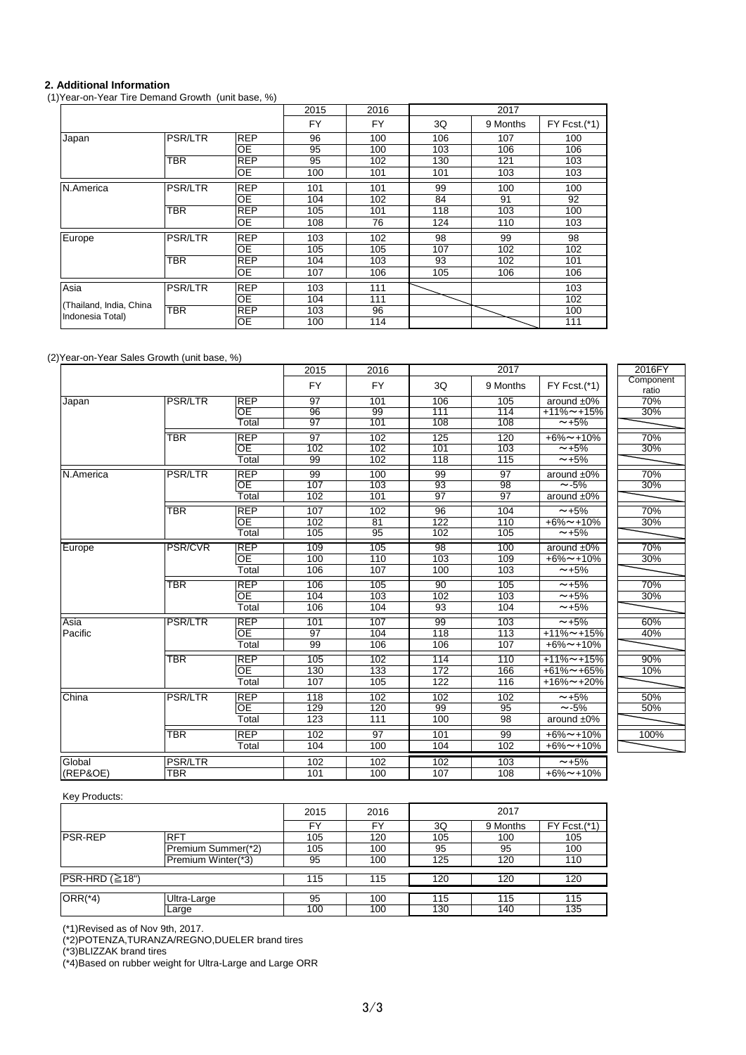## 2. Additional Information

(1)Year-on-Year Tire Demand Growth (unit base, %)

| | | | 2015 | 2016 | 2017 | | |
|---|---|---|---|---|---|---|---|
| | | | FY | FY | 3Q | 9 Months | FY Fcst.(*1) |
| Japan | PSR/LTR | REP | 96 | 100 | 106 | 107 | 100 |
| | | OE | 95 | 100 | 103 | 106 | 106 |
| | TBR | REP | 95 | 102 | 130 | 121 | 103 |
| | | OE | 100 | 101 | 101 | 103 | 103 |
| N.America | PSR/LTR | REP | 101 | 101 | 99 | 100 | 100 |
| | | OE | 104 | 102 | 84 | 91 | 92 |
| | TBR | REP | 105 | 101 | 118 | 103 | 100 |
| | | OE | 108 | 76 | 124 | 110 | 103 |
| Europe | PSR/LTR | REP | 103 | 102 | 98 | 99 | 98 |
| | | OE | 105 | 105 | 107 | 102 | 102 |
| | TBR | REP | 104 | 103 | 93 | 102 | 101 |
| | | OE | 107 | 106 | 105 | 106 | 106 |
| Asia | PSR/LTR | REP | 103 | 111 | | | 103 |
| (Thailand, India, China Indonesia Total) | | OE | 104 | 111 | | | 102 |
| | TBR | REP | 103 | 96 | | | 100 |
| | | OE | 100 | 114 | | | 111 |

(2)Year-on-Year Sales Growth (unit base, %)

| | | | 2015 | 2016 | 2017 | | | 2016FY |
|---|---|---|---|---|---|---|---|---|
| | | | FY | FY | 3Q | 9 Months | FY Fcst.(*1) | Component ratio |
| Japan | PSR/LTR | REP | 97 | 101 | 106 | 105 | around ±0% | 70% |
| | | OE | 96 | 99 | 111 | 114 | +11%～+15% | 30% |
| | | Total | 97 | 101 | 108 | 108 | ～+5% | |
| | TBR | REP | 97 | 102 | 125 | 120 | +6%～+10% | 70% |
| | | OE | 102 | 102 | 101 | 103 | ～+5% | 30% |
| | | Total | 99 | 102 | 118 | 115 | ～+5% | |
| N.America | PSR/LTR | REP | 99 | 100 | 99 | 97 | around ±0% | 70% |
| | | OE | 107 | 103 | 93 | 98 | ～-5% | 30% |
| | | Total | 102 | 101 | 97 | 97 | around ±0% | |
| | TBR | REP | 107 | 102 | 96 | 104 | ～+5% | 70% |
| | | OE | 102 | 81 | 122 | 110 | +6%～+10% | 30% |
| | | Total | 105 | 95 | 102 | 105 | ～+5% | |
| Europe | PSR/CVR | REP | 109 | 105 | 98 | 100 | around ±0% | 70% |
| | | OE | 100 | 110 | 103 | 109 | +6%～+10% | 30% |
| | | Total | 106 | 107 | 100 | 103 | ～+5% | |
| | TBR | REP | 106 | 105 | 90 | 105 | ～+5% | 70% |
| | | OE | 104 | 103 | 102 | 103 | ～+5% | 30% |
| | | Total | 106 | 104 | 93 | 104 | ～+5% | |
| Asia Pacific | PSR/LTR | REP | 101 | 107 | 99 | 103 | ～+5% | 60% |
| | | OE | 97 | 104 | 118 | 113 | +11%～+15% | 40% |
| | | Total | 99 | 106 | 106 | 107 | +6%～+10% | |
| | TBR | REP | 105 | 102 | 114 | 110 | +11%～+15% | 90% |
| | | OE | 130 | 133 | 172 | 166 | +61%～+65% | 10% |
| | | Total | 107 | 105 | 122 | 116 | +16%～+20% | |
| China | PSR/LTR | REP | 118 | 102 | 102 | 102 | ～+5% | 50% |
| | | OE | 129 | 120 | 99 | 95 | ～-5% | 50% |
| | | Total | 123 | 111 | 100 | 98 | around ±0% | |
| | TBR | REP | 102 | 97 | 101 | 99 | +6%～+10% | 100% |
| | | Total | 104 | 100 | 104 | 102 | +6%～+10% | |
| Global (REP&OE) | PSR/LTR | | 102 | 102 | 102 | 103 | ～+5% | |
| | TBR | | 101 | 100 | 107 | 108 | +6%～+10% | |

Key Products:

| | | 2015 | 2016 | 2017 | | |
|---|---|---|---|---|---|---|
| | | FY | FY | 3Q | 9 Months | FY Fcst.(*1) |
| PSR-REP | RFT | 105 | 120 | 105 | 100 | 105 |
| | Premium Summer(*2) | 105 | 100 | 95 | 95 | 100 |
| | Premium Winter(*3) | 95 | 100 | 125 | 120 | 110 |
| PSR-HRD (≧18") | | 115 | 115 | 120 | 120 | 120 |
| ORR(*4) | Ultra-Large | 95 | 100 | 115 | 115 | 115 |
| | Large | 100 | 100 | 130 | 140 | 135 |

(*1)Revised as of Nov 9th, 2017.

(*2)POTENZA,TURANZA/REGNO,DUELER brand tires

(*3)BLIZZAK brand tires

(*4)Based on rubber weight for Ultra-Large and Large ORR